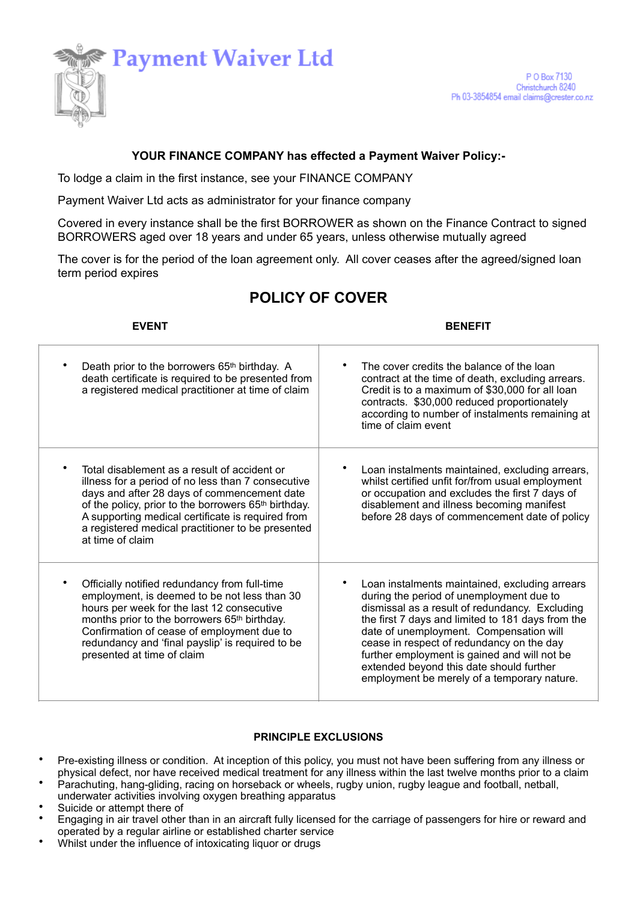# Payment Waiver Ltd

P O Box 7130
Christchurch 8240
Ph 03-3854854 email claims@crester.co.nz

**YOUR FINANCE COMPANY has effected a Payment Waiver Policy:-**

To lodge a claim in the first instance, see your FINANCE COMPANY

Payment Waiver Ltd acts as administrator for your finance company

Covered in every instance shall be the first BORROWER as shown on the Finance Contract to signed BORROWERS aged over 18 years and under 65 years, unless otherwise mutually agreed

The cover is for the period of the loan agreement only. All cover ceases after the agreed/signed loan term period expires

## POLICY OF COVER

| EVENT | BENEFIT |
|---|---|
| • Death prior to the borrowers 65th birthday. A death certificate is required to be presented from a registered medical practitioner at time of claim | • The cover credits the balance of the loan contract at the time of death, excluding arrears. Credit is to a maximum of $30,000 for all loan contracts. $30,000 reduced proportionately according to number of instalments remaining at time of claim event |
| • Total disablement as a result of accident or illness for a period of no less than 7 consecutive days and after 28 days of commencement date of the policy, prior to the borrowers 65th birthday. A supporting medical certificate is required from a registered medical practitioner to be presented at time of claim | • Loan instalments maintained, excluding arrears, whilst certified unfit for/from usual employment or occupation and excludes the first 7 days of disablement and illness becoming manifest before 28 days of commencement date of policy |
| • Officially notified redundancy from full-time employment, is deemed to be not less than 30 hours per week for the last 12 consecutive months prior to the borrowers 65th birthday. Confirmation of cease of employment due to redundancy and 'final payslip' is required to be presented at time of claim | • Loan instalments maintained, excluding arrears during the period of unemployment due to dismissal as a result of redundancy. Excluding the first 7 days and limited to 181 days from the date of unemployment. Compensation will cease in respect of redundancy on the day further employment is gained and will not be extended beyond this date should further employment be merely of a temporary nature. |

**PRINCIPLE EXCLUSIONS**

- Pre-existing illness or condition. At inception of this policy, you must not have been suffering from any illness or physical defect, nor have received medical treatment for any illness within the last twelve months prior to a claim
- Parachuting, hang-gliding, racing on horseback or wheels, rugby union, rugby league and football, netball, underwater activities involving oxygen breathing apparatus
- Suicide or attempt there of
- Engaging in air travel other than in an aircraft fully licensed for the carriage of passengers for hire or reward and operated by a regular airline or established charter service
- Whilst under the influence of intoxicating liquor or drugs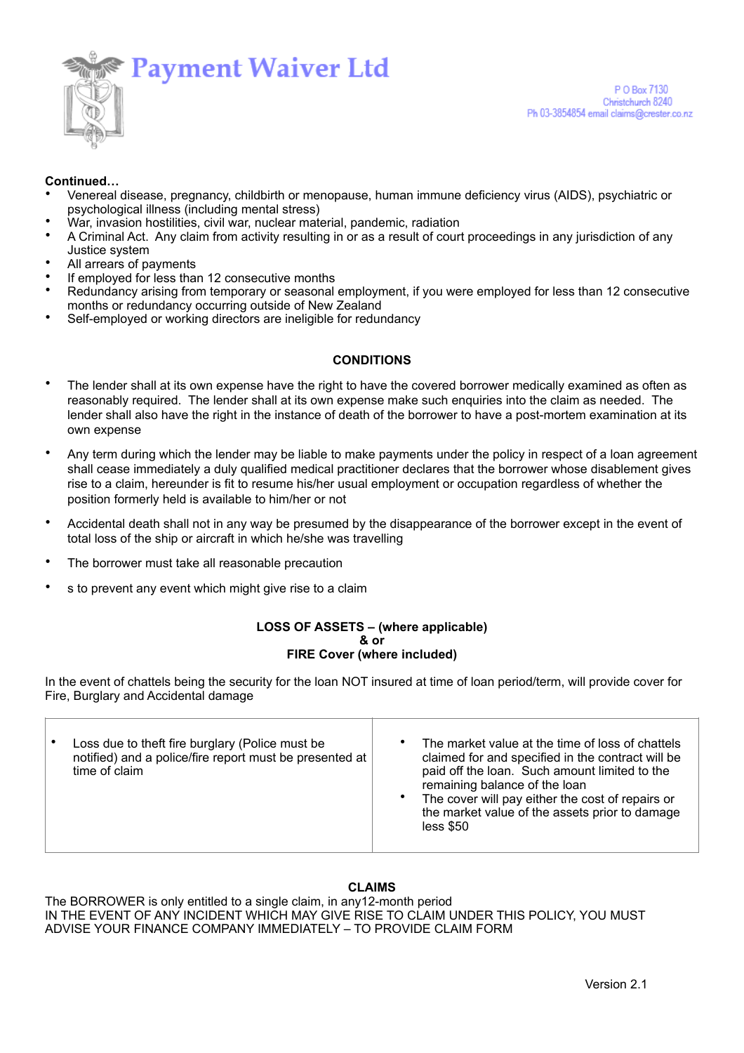# Payment Waiver Ltd

P O Box 7130
Christchurch 8240
Ph 03-3854854 email claims@crester.co.nz

**Continued…**

- Venereal disease, pregnancy, childbirth or menopause, human immune deficiency virus (AIDS), psychiatric or psychological illness (including mental stress)
- War, invasion hostilities, civil war, nuclear material, pandemic, radiation
- A Criminal Act. Any claim from activity resulting in or as a result of court proceedings in any jurisdiction of any Justice system
- All arrears of payments
- If employed for less than 12 consecutive months
- Redundancy arising from temporary or seasonal employment, if you were employed for less than 12 consecutive months or redundancy occurring outside of New Zealand
- Self-employed or working directors are ineligible for redundancy

**CONDITIONS**

- The lender shall at its own expense have the right to have the covered borrower medically examined as often as reasonably required. The lender shall at its own expense make such enquiries into the claim as needed. The lender shall also have the right in the instance of death of the borrower to have a post-mortem examination at its own expense
- Any term during which the lender may be liable to make payments under the policy in respect of a loan agreement shall cease immediately a duly qualified medical practitioner declares that the borrower whose disablement gives rise to a claim, hereunder is fit to resume his/her usual employment or occupation regardless of whether the position formerly held is available to him/her or not
- Accidental death shall not in any way be presumed by the disappearance of the borrower except in the event of total loss of the ship or aircraft in which he/she was travelling
- The borrower must take all reasonable precaution
- s to prevent any event which might give rise to a claim

**LOSS OF ASSETS – (where applicable)**
**& or**
**FIRE Cover (where included)**

In the event of chattels being the security for the loan NOT insured at time of loan period/term, will provide cover for Fire, Burglary and Accidental damage

| | |
|---|---|
| • Loss due to theft fire burglary (Police must be notified) and a police/fire report must be presented at time of claim | • The market value at the time of loss of chattels claimed for and specified in the contract will be paid off the loan. Such amount limited to the remaining balance of the loan<br>• The cover will pay either the cost of repairs or the market value of the assets prior to damage less $50 |

**CLAIMS**

The BORROWER is only entitled to a single claim, in any12-month period
IN THE EVENT OF ANY INCIDENT WHICH MAY GIVE RISE TO CLAIM UNDER THIS POLICY, YOU MUST ADVISE YOUR FINANCE COMPANY IMMEDIATELY – TO PROVIDE CLAIM FORM

Version 2.1